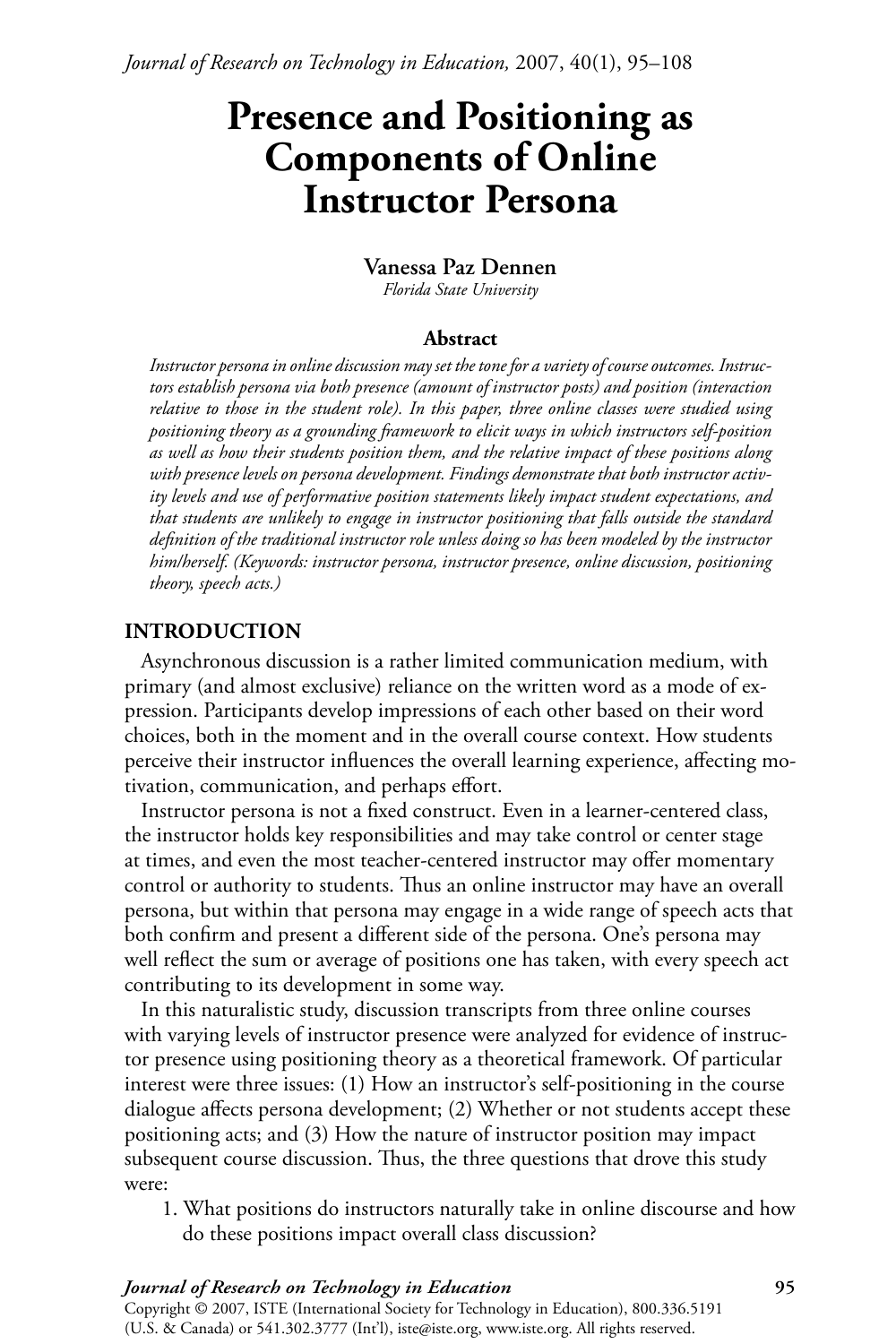# Presence and Positioning as Components of Online Instructor Persona

**Vanessa Paz Dennen**
*Florida State University*

## Abstract

*Instructor persona in online discussion may set the tone for a variety of course outcomes. Instructors establish persona via both presence (amount of instructor posts) and position (interaction relative to those in the student role). In this paper, three online classes were studied using positioning theory as a grounding framework to elicit ways in which instructors self-position as well as how their students position them, and the relative impact of these positions along with presence levels on persona development. Findings demonstrate that both instructor activity levels and use of performative position statements likely impact student expectations, and that students are unlikely to engage in instructor positioning that falls outside the standard definition of the traditional instructor role unless doing so has been modeled by the instructor him/herself. (Keywords: instructor persona, instructor presence, online discussion, positioning theory, speech acts.)*

## INTRODUCTION

Asynchronous discussion is a rather limited communication medium, with primary (and almost exclusive) reliance on the written word as a mode of expression. Participants develop impressions of each other based on their word choices, both in the moment and in the overall course context. How students perceive their instructor influences the overall learning experience, affecting motivation, communication, and perhaps effort.

Instructor persona is not a fixed construct. Even in a learner-centered class, the instructor holds key responsibilities and may take control or center stage at times, and even the most teacher-centered instructor may offer momentary control or authority to students. Thus an online instructor may have an overall persona, but within that persona may engage in a wide range of speech acts that both confirm and present a different side of the persona. One's persona may well reflect the sum or average of positions one has taken, with every speech act contributing to its development in some way.

In this naturalistic study, discussion transcripts from three online courses with varying levels of instructor presence were analyzed for evidence of instructor presence using positioning theory as a theoretical framework. Of particular interest were three issues: (1) How an instructor's self-positioning in the course dialogue affects persona development; (2) Whether or not students accept these positioning acts; and (3) How the nature of instructor position may impact subsequent course discussion. Thus, the three questions that drove this study were:

1. What positions do instructors naturally take in online discourse and how do these positions impact overall class discussion?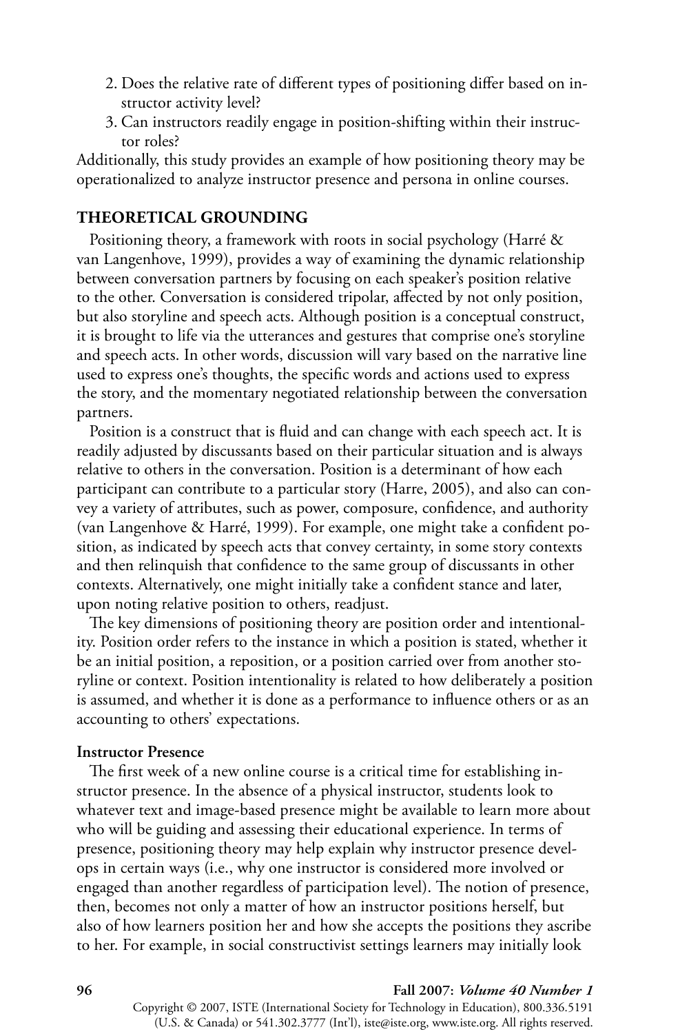2. Does the relative rate of different types of positioning differ based on instructor activity level?
3. Can instructors readily engage in position-shifting within their instructor roles?

Additionally, this study provides an example of how positioning theory may be operationalized to analyze instructor presence and persona in online courses.

## THEORETICAL GROUNDING

Positioning theory, a framework with roots in social psychology (Harré & van Langenhove, 1999), provides a way of examining the dynamic relationship between conversation partners by focusing on each speaker's position relative to the other. Conversation is considered tripolar, affected by not only position, but also storyline and speech acts. Although position is a conceptual construct, it is brought to life via the utterances and gestures that comprise one's storyline and speech acts. In other words, discussion will vary based on the narrative line used to express one's thoughts, the specific words and actions used to express the story, and the momentary negotiated relationship between the conversation partners.

Position is a construct that is fluid and can change with each speech act. It is readily adjusted by discussants based on their particular situation and is always relative to others in the conversation. Position is a determinant of how each participant can contribute to a particular story (Harre, 2005), and also can convey a variety of attributes, such as power, composure, confidence, and authority (van Langenhove & Harré, 1999). For example, one might take a confident position, as indicated by speech acts that convey certainty, in some story contexts and then relinquish that confidence to the same group of discussants in other contexts. Alternatively, one might initially take a confident stance and later, upon noting relative position to others, readjust.

The key dimensions of positioning theory are position order and intentionality. Position order refers to the instance in which a position is stated, whether it be an initial position, a reposition, or a position carried over from another storyline or context. Position intentionality is related to how deliberately a position is assumed, and whether it is done as a performance to influence others or as an accounting to others' expectations.

### Instructor Presence

The first week of a new online course is a critical time for establishing instructor presence. In the absence of a physical instructor, students look to whatever text and image-based presence might be available to learn more about who will be guiding and assessing their educational experience. In terms of presence, positioning theory may help explain why instructor presence develops in certain ways (i.e., why one instructor is considered more involved or engaged than another regardless of participation level). The notion of presence, then, becomes not only a matter of how an instructor positions herself, but also of how learners position her and how she accepts the positions they ascribe to her. For example, in social constructivist settings learners may initially look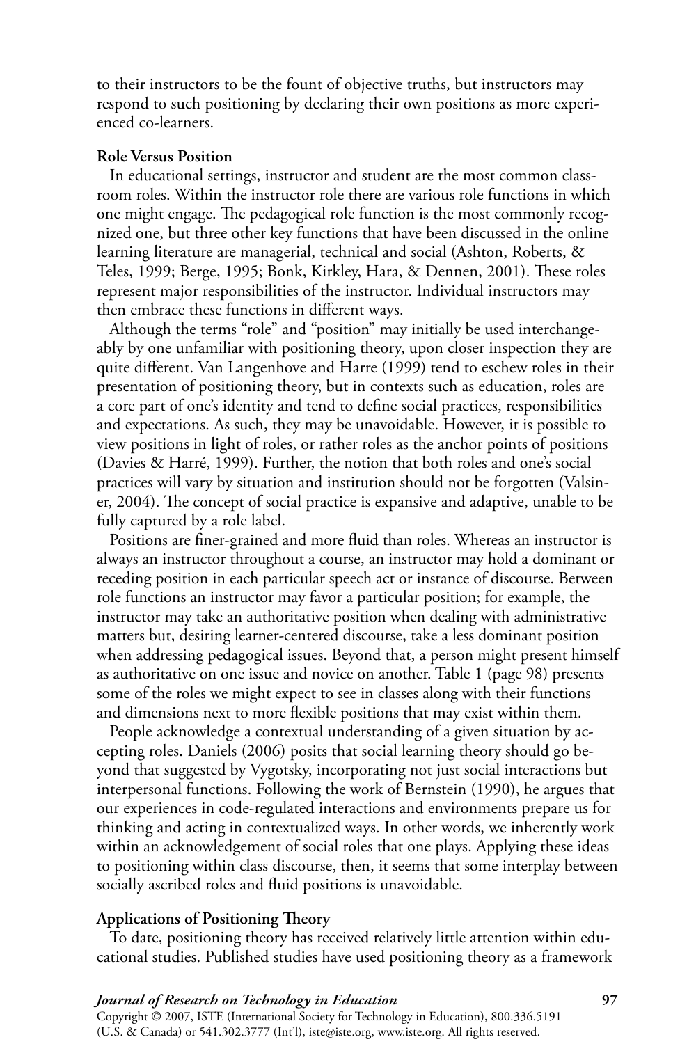to their instructors to be the fount of objective truths, but instructors may respond to such positioning by declaring their own positions as more experienced co-learners.

### Role Versus Position

In educational settings, instructor and student are the most common classroom roles. Within the instructor role there are various role functions in which one might engage. The pedagogical role function is the most commonly recognized one, but three other key functions that have been discussed in the online learning literature are managerial, technical and social (Ashton, Roberts, & Teles, 1999; Berge, 1995; Bonk, Kirkley, Hara, & Dennen, 2001). These roles represent major responsibilities of the instructor. Individual instructors may then embrace these functions in different ways.

Although the terms "role" and "position" may initially be used interchangeably by one unfamiliar with positioning theory, upon closer inspection they are quite different. Van Langenhove and Harre (1999) tend to eschew roles in their presentation of positioning theory, but in contexts such as education, roles are a core part of one's identity and tend to define social practices, responsibilities and expectations. As such, they may be unavoidable. However, it is possible to view positions in light of roles, or rather roles as the anchor points of positions (Davies & Harré, 1999). Further, the notion that both roles and one's social practices will vary by situation and institution should not be forgotten (Valsiner, 2004). The concept of social practice is expansive and adaptive, unable to be fully captured by a role label.

Positions are finer-grained and more fluid than roles. Whereas an instructor is always an instructor throughout a course, an instructor may hold a dominant or receding position in each particular speech act or instance of discourse. Between role functions an instructor may favor a particular position; for example, the instructor may take an authoritative position when dealing with administrative matters but, desiring learner-centered discourse, take a less dominant position when addressing pedagogical issues. Beyond that, a person might present himself as authoritative on one issue and novice on another. Table 1 (page 98) presents some of the roles we might expect to see in classes along with their functions and dimensions next to more flexible positions that may exist within them.

People acknowledge a contextual understanding of a given situation by accepting roles. Daniels (2006) posits that social learning theory should go beyond that suggested by Vygotsky, incorporating not just social interactions but interpersonal functions. Following the work of Bernstein (1990), he argues that our experiences in code-regulated interactions and environments prepare us for thinking and acting in contextualized ways. In other words, we inherently work within an acknowledgement of social roles that one plays. Applying these ideas to positioning within class discourse, then, it seems that some interplay between socially ascribed roles and fluid positions is unavoidable.

### Applications of Positioning Theory

To date, positioning theory has received relatively little attention within educational studies. Published studies have used positioning theory as a framework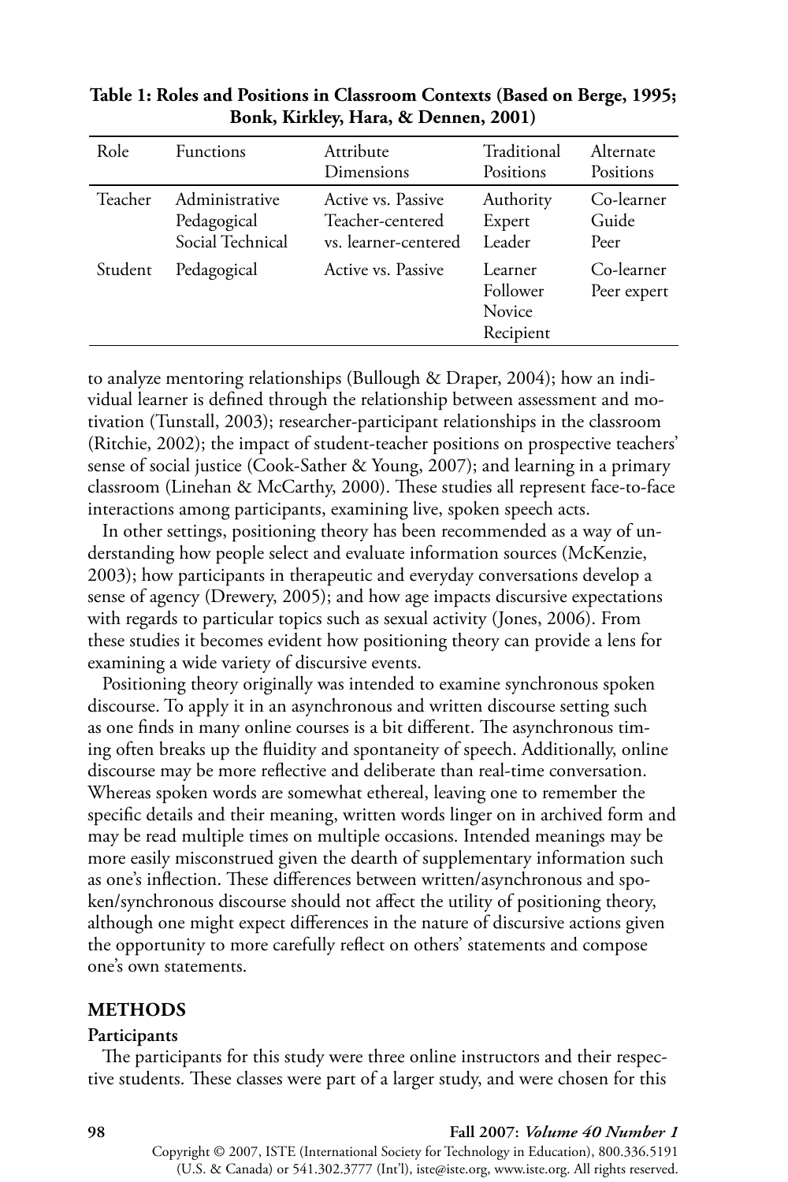**Table 1: Roles and Positions in Classroom Contexts (Based on Berge, 1995; Bonk, Kirkley, Hara, & Dennen, 2001)**

| Role | Functions | Attribute Dimensions | Traditional Positions | Alternate Positions |
|---|---|---|---|---|
| Teacher | Administrative<br>Pedagogical<br>Social Technical | Active vs. Passive<br>Teacher-centered vs. learner-centered | Authority<br>Expert<br>Leader | Co-learner<br>Guide<br>Peer |
| Student | Pedagogical | Active vs. Passive | Learner<br>Follower<br>Novice<br>Recipient | Co-learner<br>Peer expert |

to analyze mentoring relationships (Bullough & Draper, 2004); how an individual learner is defined through the relationship between assessment and motivation (Tunstall, 2003); researcher-participant relationships in the classroom (Ritchie, 2002); the impact of student-teacher positions on prospective teachers' sense of social justice (Cook-Sather & Young, 2007); and learning in a primary classroom (Linehan & McCarthy, 2000). These studies all represent face-to-face interactions among participants, examining live, spoken speech acts.

In other settings, positioning theory has been recommended as a way of understanding how people select and evaluate information sources (McKenzie, 2003); how participants in therapeutic and everyday conversations develop a sense of agency (Drewery, 2005); and how age impacts discursive expectations with regards to particular topics such as sexual activity (Jones, 2006). From these studies it becomes evident how positioning theory can provide a lens for examining a wide variety of discursive events.

Positioning theory originally was intended to examine synchronous spoken discourse. To apply it in an asynchronous and written discourse setting such as one finds in many online courses is a bit different. The asynchronous timing often breaks up the fluidity and spontaneity of speech. Additionally, online discourse may be more reflective and deliberate than real-time conversation. Whereas spoken words are somewhat ethereal, leaving one to remember the specific details and their meaning, written words linger on in archived form and may be read multiple times on multiple occasions. Intended meanings may be more easily misconstrued given the dearth of supplementary information such as one's inflection. These differences between written/asynchronous and spoken/synchronous discourse should not affect the utility of positioning theory, although one might expect differences in the nature of discursive actions given the opportunity to more carefully reflect on others' statements and compose one's own statements.

## METHODS

### Participants

The participants for this study were three online instructors and their respective students. These classes were part of a larger study, and were chosen for this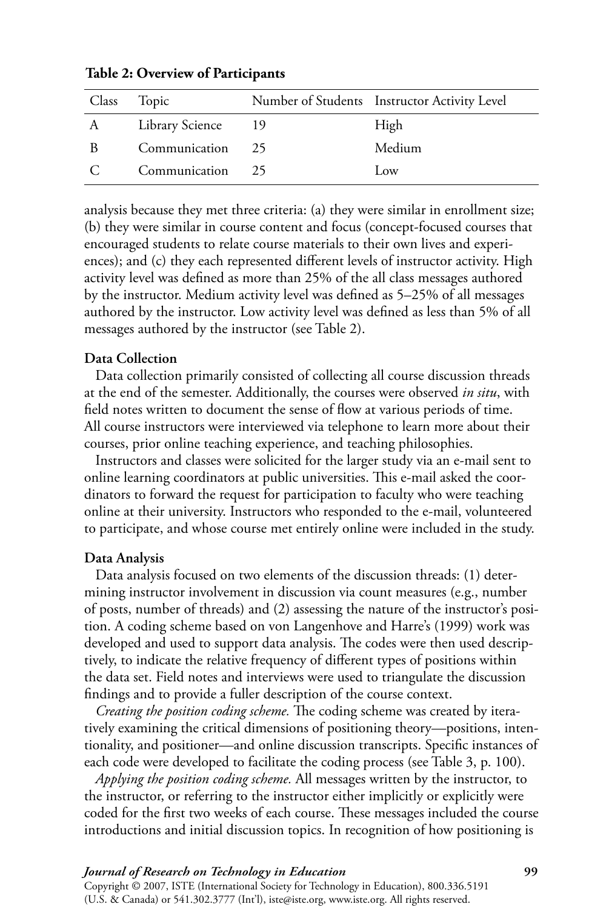**Table 2: Overview of Participants**

| Class | Topic | Number of Students | Instructor Activity Level |
|---|---|---|---|
| A | Library Science | 19 | High |
| B | Communication | 25 | Medium |
| C | Communication | 25 | Low |

analysis because they met three criteria: (a) they were similar in enrollment size; (b) they were similar in course content and focus (concept-focused courses that encouraged students to relate course materials to their own lives and experiences); and (c) they each represented different levels of instructor activity. High activity level was defined as more than 25% of the all class messages authored by the instructor. Medium activity level was defined as 5–25% of all messages authored by the instructor. Low activity level was defined as less than 5% of all messages authored by the instructor (see Table 2).

### Data Collection

Data collection primarily consisted of collecting all course discussion threads at the end of the semester. Additionally, the courses were observed *in situ*, with field notes written to document the sense of flow at various periods of time. All course instructors were interviewed via telephone to learn more about their courses, prior online teaching experience, and teaching philosophies.

Instructors and classes were solicited for the larger study via an e-mail sent to online learning coordinators at public universities. This e-mail asked the coordinators to forward the request for participation to faculty who were teaching online at their university. Instructors who responded to the e-mail, volunteered to participate, and whose course met entirely online were included in the study.

### Data Analysis

Data analysis focused on two elements of the discussion threads: (1) determining instructor involvement in discussion via count measures (e.g., number of posts, number of threads) and (2) assessing the nature of the instructor's position. A coding scheme based on von Langenhove and Harre's (1999) work was developed and used to support data analysis. The codes were then used descriptively, to indicate the relative frequency of different types of positions within the data set. Field notes and interviews were used to triangulate the discussion findings and to provide a fuller description of the course context.

*Creating the position coding scheme.* The coding scheme was created by iteratively examining the critical dimensions of positioning theory—positions, intentionality, and positioner—and online discussion transcripts. Specific instances of each code were developed to facilitate the coding process (see Table 3, p. 100).

*Applying the position coding scheme.* All messages written by the instructor, to the instructor, or referring to the instructor either implicitly or explicitly were coded for the first two weeks of each course. These messages included the course introductions and initial discussion topics. In recognition of how positioning is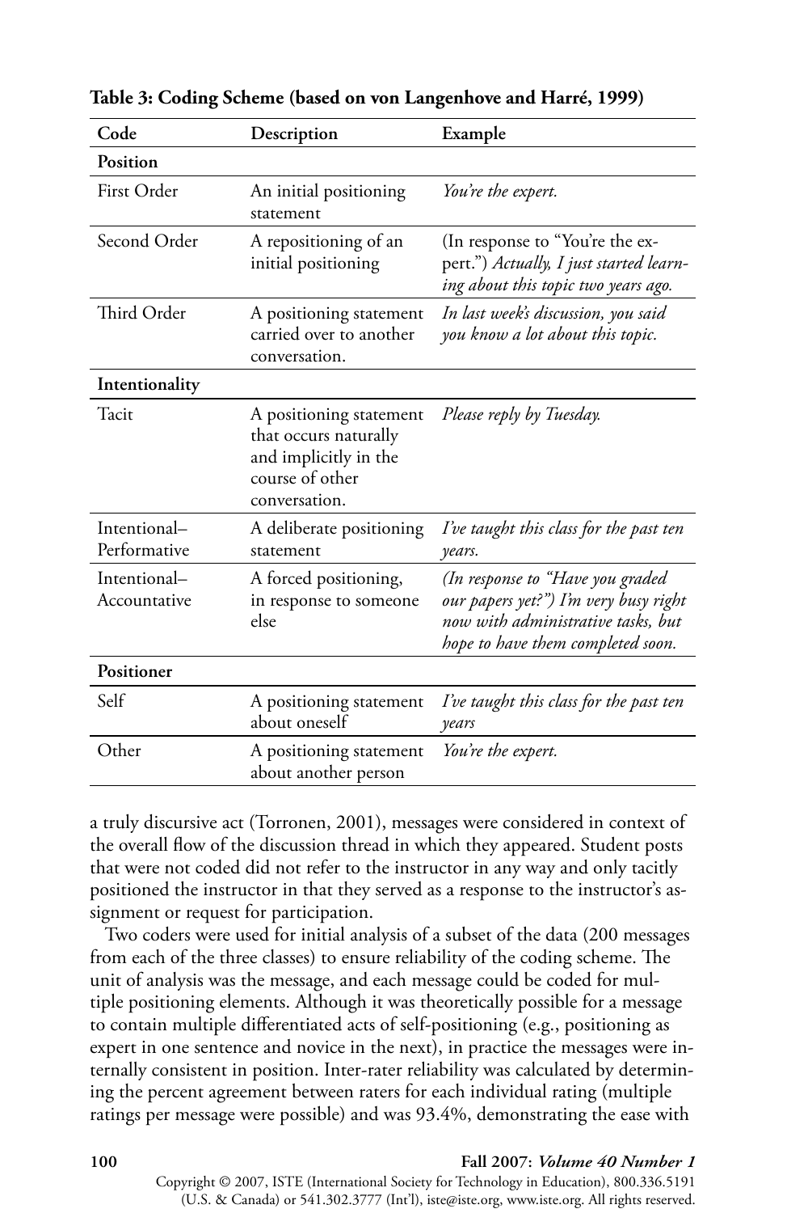**Table 3: Coding Scheme (based on von Langenhove and Harré, 1999)**

| Code | Description | Example |
|---|---|---|
| **Position** | | |
| First Order | An initial positioning statement | *You're the expert.* |
| Second Order | A repositioning of an initial positioning | (In response to "You're the expert.") *Actually, I just started learning about this topic two years ago.* |
| Third Order | A positioning statement carried over to another conversation. | *In last week's discussion, you said you know a lot about this topic.* |
| **Intentionality** | | |
| Tacit | A positioning statement that occurs naturally and implicitly in the course of other conversation. | *Please reply by Tuesday.* |
| Intentional–Performative | A deliberate positioning statement | *I've taught this class for the past ten years.* |
| Intentional–Accountative | A forced positioning, in response to someone else | *(In response to "Have you graded our papers yet?") I'm very busy right now with administrative tasks, but hope to have them completed soon.* |
| **Positioner** | | |
| Self | A positioning statement about oneself | *I've taught this class for the past ten years* |
| Other | A positioning statement about another person | *You're the expert.* |

a truly discursive act (Torronen, 2001), messages were considered in context of the overall flow of the discussion thread in which they appeared. Student posts that were not coded did not refer to the instructor in any way and only tacitly positioned the instructor in that they served as a response to the instructor's assignment or request for participation.

Two coders were used for initial analysis of a subset of the data (200 messages from each of the three classes) to ensure reliability of the coding scheme. The unit of analysis was the message, and each message could be coded for multiple positioning elements. Although it was theoretically possible for a message to contain multiple differentiated acts of self-positioning (e.g., positioning as expert in one sentence and novice in the next), in practice the messages were internally consistent in position. Inter-rater reliability was calculated by determining the percent agreement between raters for each individual rating (multiple ratings per message were possible) and was 93.4%, demonstrating the ease with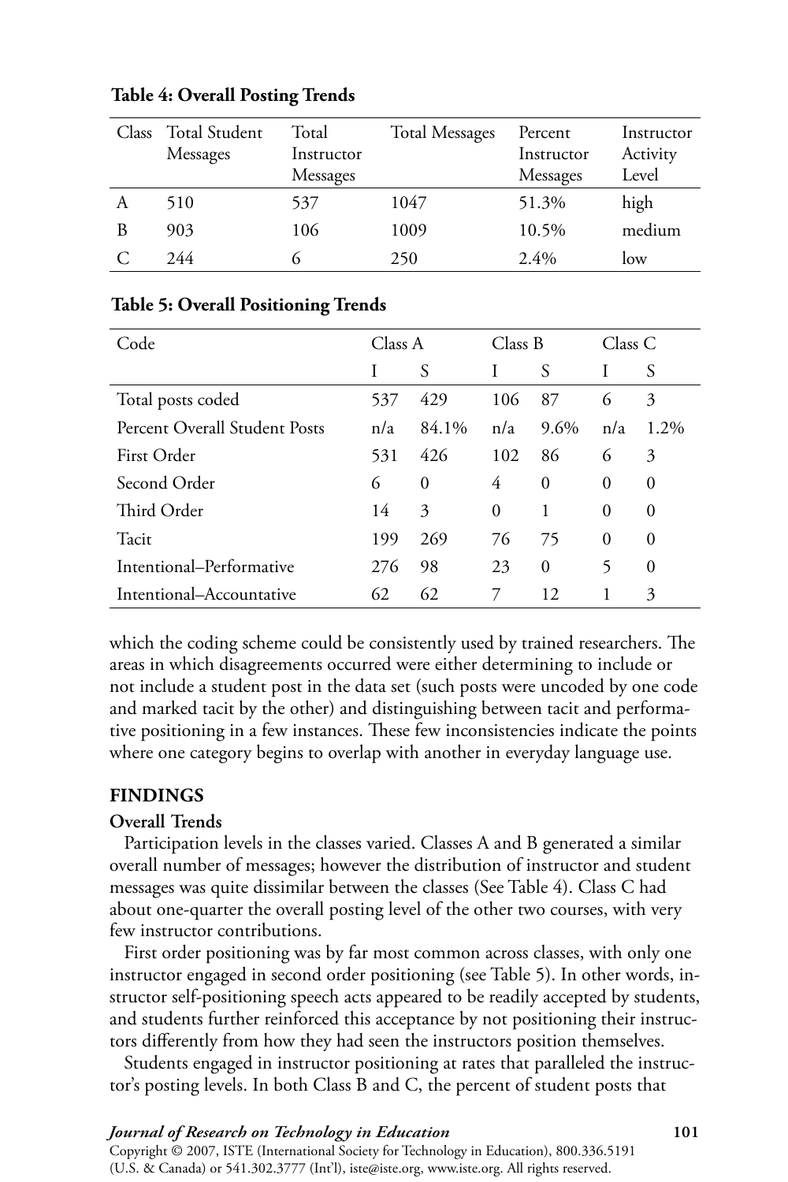**Table 4: Overall Posting Trends**

| Class | Total Student Messages | Total Instructor Messages | Total Messages | Percent Instructor Messages | Instructor Activity Level |
|---|---|---|---|---|---|
| A | 510 | 537 | 1047 | 51.3% | high |
| B | 903 | 106 | 1009 | 10.5% | medium |
| C | 244 | 6 | 250 | 2.4% | low |

**Table 5: Overall Positioning Trends**

| Code | Class A | | Class B | | Class C | |
|---|---|---|---|---|---|---|
| | I | S | I | S | I | S |
| Total posts coded | 537 | 429 | 106 | 87 | 6 | 3 |
| Percent Overall Student Posts | n/a | 84.1% | n/a | 9.6% | n/a | 1.2% |
| First Order | 531 | 426 | 102 | 86 | 6 | 3 |
| Second Order | 6 | 0 | 4 | 0 | 0 | 0 |
| Third Order | 14 | 3 | 0 | 1 | 0 | 0 |
| Tacit | 199 | 269 | 76 | 75 | 0 | 0 |
| Intentional–Performative | 276 | 98 | 23 | 0 | 5 | 0 |
| Intentional–Accountative | 62 | 62 | 7 | 12 | 1 | 3 |

which the coding scheme could be consistently used by trained researchers. The areas in which disagreements occurred were either determining to include or not include a student post in the data set (such posts were uncoded by one code and marked tacit by the other) and distinguishing between tacit and performative positioning in a few instances. These few inconsistencies indicate the points where one category begins to overlap with another in everyday language use.

## FINDINGS

### Overall Trends

Participation levels in the classes varied. Classes A and B generated a similar overall number of messages; however the distribution of instructor and student messages was quite dissimilar between the classes (See Table 4). Class C had about one-quarter the overall posting level of the other two courses, with very few instructor contributions.

First order positioning was by far most common across classes, with only one instructor engaged in second order positioning (see Table 5). In other words, instructor self-positioning speech acts appeared to be readily accepted by students, and students further reinforced this acceptance by not positioning their instructors differently from how they had seen the instructors position themselves.

Students engaged in instructor positioning at rates that paralleled the instructor's posting levels. In both Class B and C, the percent of student posts that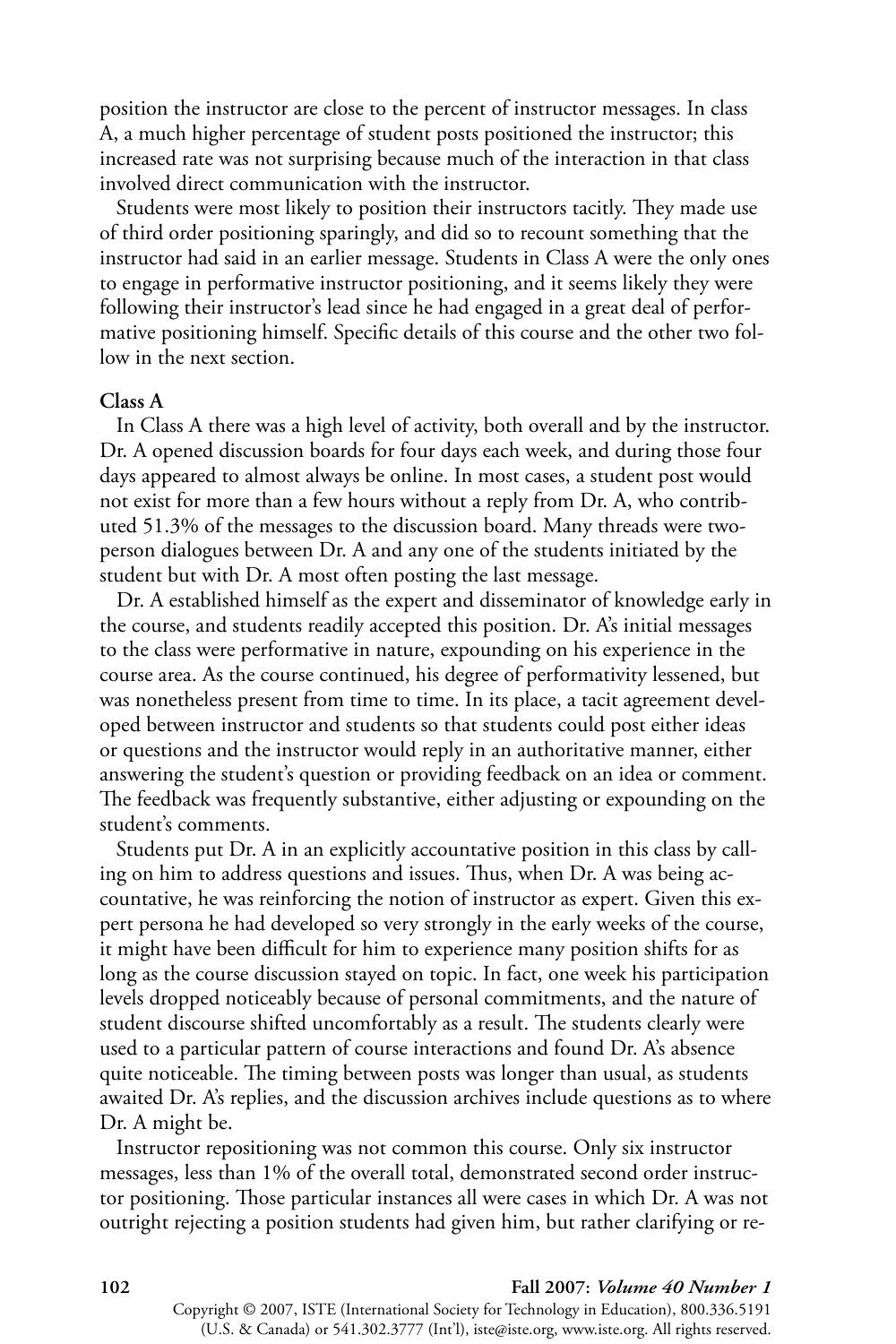position the instructor are close to the percent of instructor messages. In class A, a much higher percentage of student posts positioned the instructor; this increased rate was not surprising because much of the interaction in that class involved direct communication with the instructor.

Students were most likely to position their instructors tacitly. They made use of third order positioning sparingly, and did so to recount something that the instructor had said in an earlier message. Students in Class A were the only ones to engage in performative instructor positioning, and it seems likely they were following their instructor's lead since he had engaged in a great deal of performative positioning himself. Specific details of this course and the other two follow in the next section.

**Class A**

In Class A there was a high level of activity, both overall and by the instructor. Dr. A opened discussion boards for four days each week, and during those four days appeared to almost always be online. In most cases, a student post would not exist for more than a few hours without a reply from Dr. A, who contributed 51.3% of the messages to the discussion board. Many threads were two-person dialogues between Dr. A and any one of the students initiated by the student but with Dr. A most often posting the last message.

Dr. A established himself as the expert and disseminator of knowledge early in the course, and students readily accepted this position. Dr. A's initial messages to the class were performative in nature, expounding on his experience in the course area. As the course continued, his degree of performativity lessened, but was nonetheless present from time to time. In its place, a tacit agreement developed between instructor and students so that students could post either ideas or questions and the instructor would reply in an authoritative manner, either answering the student's question or providing feedback on an idea or comment. The feedback was frequently substantive, either adjusting or expounding on the student's comments.

Students put Dr. A in an explicitly accountative position in this class by calling on him to address questions and issues. Thus, when Dr. A was being accountative, he was reinforcing the notion of instructor as expert. Given this expert persona he had developed so very strongly in the early weeks of the course, it might have been difficult for him to experience many position shifts for as long as the course discussion stayed on topic. In fact, one week his participation levels dropped noticeably because of personal commitments, and the nature of student discourse shifted uncomfortably as a result. The students clearly were used to a particular pattern of course interactions and found Dr. A's absence quite noticeable. The timing between posts was longer than usual, as students awaited Dr. A's replies, and the discussion archives include questions as to where Dr. A might be.

Instructor repositioning was not common this course. Only six instructor messages, less than 1% of the overall total, demonstrated second order instructor positioning. Those particular instances all were cases in which Dr. A was not outright rejecting a position students had given him, but rather clarifying or re-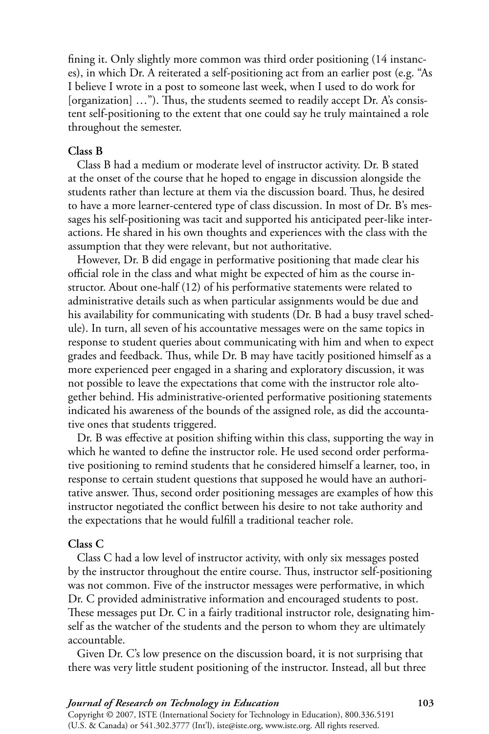fining it. Only slightly more common was third order positioning (14 instances), in which Dr. A reiterated a self-positioning act from an earlier post (e.g. "As I believe I wrote in a post to someone last week, when I used to do work for [organization] …"). Thus, the students seemed to readily accept Dr. A's consistent self-positioning to the extent that one could say he truly maintained a role throughout the semester.

**Class B**

Class B had a medium or moderate level of instructor activity. Dr. B stated at the onset of the course that he hoped to engage in discussion alongside the students rather than lecture at them via the discussion board. Thus, he desired to have a more learner-centered type of class discussion. In most of Dr. B's messages his self-positioning was tacit and supported his anticipated peer-like interactions. He shared in his own thoughts and experiences with the class with the assumption that they were relevant, but not authoritative.

However, Dr. B did engage in performative positioning that made clear his official role in the class and what might be expected of him as the course instructor. About one-half (12) of his performative statements were related to administrative details such as when particular assignments would be due and his availability for communicating with students (Dr. B had a busy travel schedule). In turn, all seven of his accountative messages were on the same topics in response to student queries about communicating with him and when to expect grades and feedback. Thus, while Dr. B may have tacitly positioned himself as a more experienced peer engaged in a sharing and exploratory discussion, it was not possible to leave the expectations that come with the instructor role altogether behind. His administrative-oriented performative positioning statements indicated his awareness of the bounds of the assigned role, as did the accountative ones that students triggered.

Dr. B was effective at position shifting within this class, supporting the way in which he wanted to define the instructor role. He used second order performative positioning to remind students that he considered himself a learner, too, in response to certain student questions that supposed he would have an authoritative answer. Thus, second order positioning messages are examples of how this instructor negotiated the conflict between his desire to not take authority and the expectations that he would fulfill a traditional teacher role.

**Class C**

Class C had a low level of instructor activity, with only six messages posted by the instructor throughout the entire course. Thus, instructor self-positioning was not common. Five of the instructor messages were performative, in which Dr. C provided administrative information and encouraged students to post. These messages put Dr. C in a fairly traditional instructor role, designating himself as the watcher of the students and the person to whom they are ultimately accountable.

Given Dr. C's low presence on the discussion board, it is not surprising that there was very little student positioning of the instructor. Instead, all but three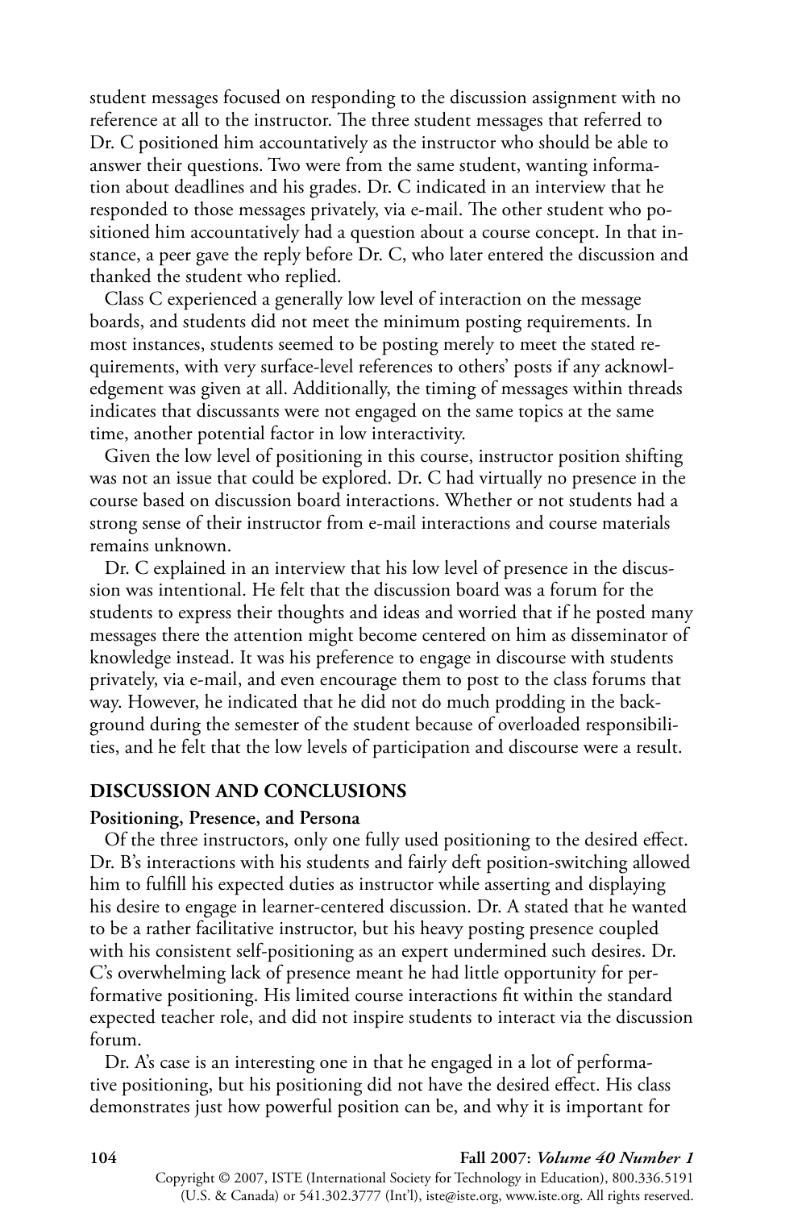student messages focused on responding to the discussion assignment with no reference at all to the instructor. The three student messages that referred to Dr. C positioned him accountatively as the instructor who should be able to answer their questions. Two were from the same student, wanting information about deadlines and his grades. Dr. C indicated in an interview that he responded to those messages privately, via e-mail. The other student who positioned him accountatively had a question about a course concept. In that instance, a peer gave the reply before Dr. C, who later entered the discussion and thanked the student who replied.

Class C experienced a generally low level of interaction on the message boards, and students did not meet the minimum posting requirements. In most instances, students seemed to be posting merely to meet the stated requirements, with very surface-level references to others' posts if any acknowledgement was given at all. Additionally, the timing of messages within threads indicates that discussants were not engaged on the same topics at the same time, another potential factor in low interactivity.

Given the low level of positioning in this course, instructor position shifting was not an issue that could be explored. Dr. C had virtually no presence in the course based on discussion board interactions. Whether or not students had a strong sense of their instructor from e-mail interactions and course materials remains unknown.

Dr. C explained in an interview that his low level of presence in the discussion was intentional. He felt that the discussion board was a forum for the students to express their thoughts and ideas and worried that if he posted many messages there the attention might become centered on him as disseminator of knowledge instead. It was his preference to engage in discourse with students privately, via e-mail, and even encourage them to post to the class forums that way. However, he indicated that he did not do much prodding in the background during the semester of the student because of overloaded responsibilities, and he felt that the low levels of participation and discourse were a result.

## DISCUSSION AND CONCLUSIONS

### Positioning, Presence, and Persona

Of the three instructors, only one fully used positioning to the desired effect. Dr. B's interactions with his students and fairly deft position-switching allowed him to fulfill his expected duties as instructor while asserting and displaying his desire to engage in learner-centered discussion. Dr. A stated that he wanted to be a rather facilitative instructor, but his heavy posting presence coupled with his consistent self-positioning as an expert undermined such desires. Dr. C's overwhelming lack of presence meant he had little opportunity for performative positioning. His limited course interactions fit within the standard expected teacher role, and did not inspire students to interact via the discussion forum.

Dr. A's case is an interesting one in that he engaged in a lot of performative positioning, but his positioning did not have the desired effect. His class demonstrates just how powerful position can be, and why it is important for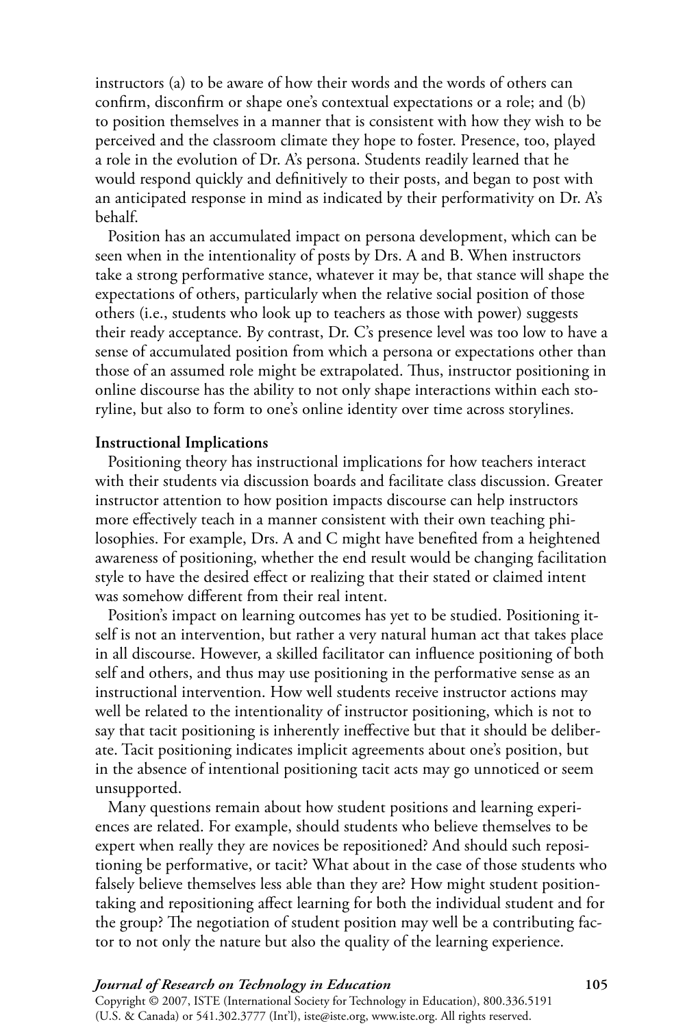instructors (a) to be aware of how their words and the words of others can confirm, disconfirm or shape one's contextual expectations or a role; and (b) to position themselves in a manner that is consistent with how they wish to be perceived and the classroom climate they hope to foster. Presence, too, played a role in the evolution of Dr. A's persona. Students readily learned that he would respond quickly and definitively to their posts, and began to post with an anticipated response in mind as indicated by their performativity on Dr. A's behalf.

Position has an accumulated impact on persona development, which can be seen when in the intentionality of posts by Drs. A and B. When instructors take a strong performative stance, whatever it may be, that stance will shape the expectations of others, particularly when the relative social position of those others (i.e., students who look up to teachers as those with power) suggests their ready acceptance. By contrast, Dr. C's presence level was too low to have a sense of accumulated position from which a persona or expectations other than those of an assumed role might be extrapolated. Thus, instructor positioning in online discourse has the ability to not only shape interactions within each storyline, but also to form to one's online identity over time across storylines.

**Instructional Implications**

Positioning theory has instructional implications for how teachers interact with their students via discussion boards and facilitate class discussion. Greater instructor attention to how position impacts discourse can help instructors more effectively teach in a manner consistent with their own teaching philosophies. For example, Drs. A and C might have benefited from a heightened awareness of positioning, whether the end result would be changing facilitation style to have the desired effect or realizing that their stated or claimed intent was somehow different from their real intent.

Position's impact on learning outcomes has yet to be studied. Positioning itself is not an intervention, but rather a very natural human act that takes place in all discourse. However, a skilled facilitator can influence positioning of both self and others, and thus may use positioning in the performative sense as an instructional intervention. How well students receive instructor actions may well be related to the intentionality of instructor positioning, which is not to say that tacit positioning is inherently ineffective but that it should be deliberate. Tacit positioning indicates implicit agreements about one's position, but in the absence of intentional positioning tacit acts may go unnoticed or seem unsupported.

Many questions remain about how student positions and learning experiences are related. For example, should students who believe themselves to be expert when really they are novices be repositioned? And should such repositioning be performative, or tacit? What about in the case of those students who falsely believe themselves less able than they are? How might student position-taking and repositioning affect learning for both the individual student and for the group? The negotiation of student position may well be a contributing factor to not only the nature but also the quality of the learning experience.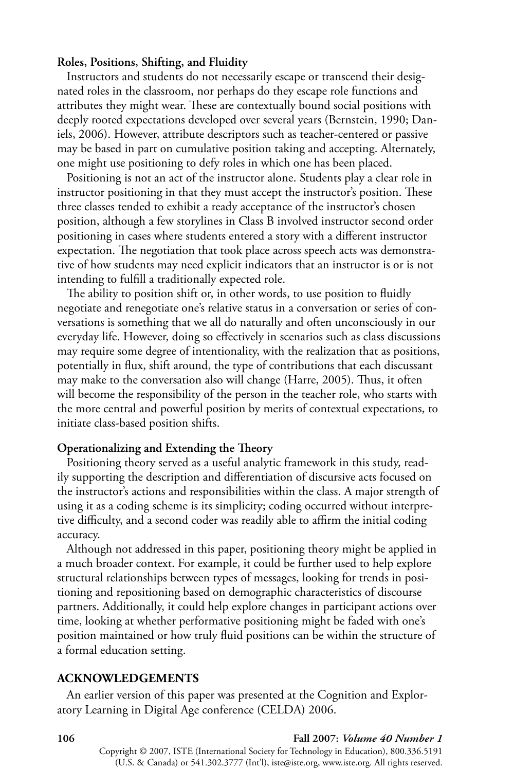**Roles, Positions, Shifting, and Fluidity**

Instructors and students do not necessarily escape or transcend their designated roles in the classroom, nor perhaps do they escape role functions and attributes they might wear. These are contextually bound social positions with deeply rooted expectations developed over several years (Bernstein, 1990; Daniels, 2006). However, attribute descriptors such as teacher-centered or passive may be based in part on cumulative position taking and accepting. Alternately, one might use positioning to defy roles in which one has been placed.

Positioning is not an act of the instructor alone. Students play a clear role in instructor positioning in that they must accept the instructor's position. These three classes tended to exhibit a ready acceptance of the instructor's chosen position, although a few storylines in Class B involved instructor second order positioning in cases where students entered a story with a different instructor expectation. The negotiation that took place across speech acts was demonstrative of how students may need explicit indicators that an instructor is or is not intending to fulfill a traditionally expected role.

The ability to position shift or, in other words, to use position to fluidly negotiate and renegotiate one's relative status in a conversation or series of conversations is something that we all do naturally and often unconsciously in our everyday life. However, doing so effectively in scenarios such as class discussions may require some degree of intentionality, with the realization that as positions, potentially in flux, shift around, the type of contributions that each discussant may make to the conversation also will change (Harre, 2005). Thus, it often will become the responsibility of the person in the teacher role, who starts with the more central and powerful position by merits of contextual expectations, to initiate class-based position shifts.

**Operationalizing and Extending the Theory**

Positioning theory served as a useful analytic framework in this study, readily supporting the description and differentiation of discursive acts focused on the instructor's actions and responsibilities within the class. A major strength of using it as a coding scheme is its simplicity; coding occurred without interpretive difficulty, and a second coder was readily able to affirm the initial coding accuracy.

Although not addressed in this paper, positioning theory might be applied in a much broader context. For example, it could be further used to help explore structural relationships between types of messages, looking for trends in positioning and repositioning based on demographic characteristics of discourse partners. Additionally, it could help explore changes in participant actions over time, looking at whether performative positioning might be faded with one's position maintained or how truly fluid positions can be within the structure of a formal education setting.

## ACKNOWLEDGEMENTS

An earlier version of this paper was presented at the Cognition and Exploratory Learning in Digital Age conference (CELDA) 2006.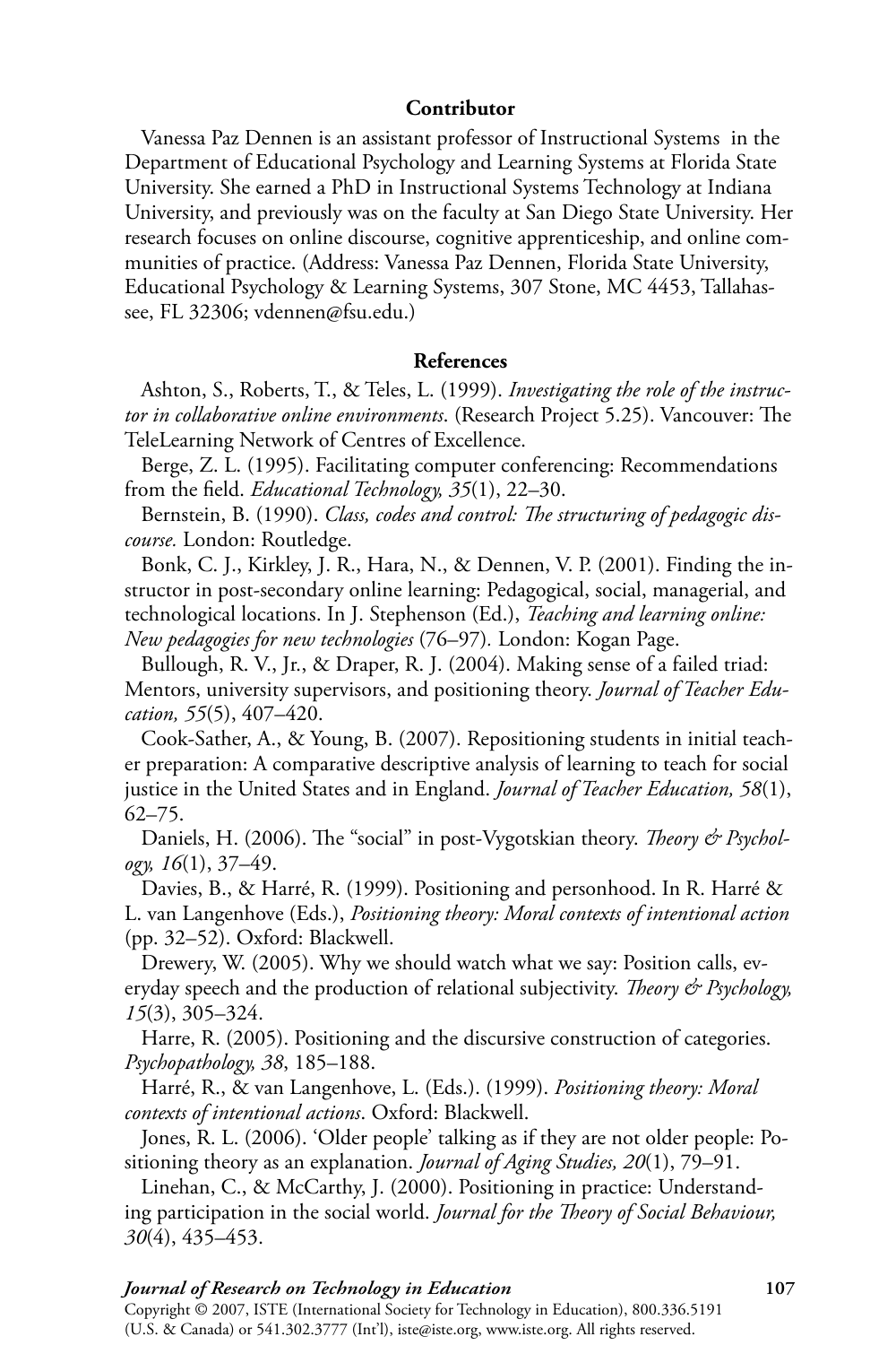### Contributor

Vanessa Paz Dennen is an assistant professor of Instructional Systems in the Department of Educational Psychology and Learning Systems at Florida State University. She earned a PhD in Instructional Systems Technology at Indiana University, and previously was on the faculty at San Diego State University. Her research focuses on online discourse, cognitive apprenticeship, and online communities of practice. (Address: Vanessa Paz Dennen, Florida State University, Educational Psychology & Learning Systems, 307 Stone, MC 4453, Tallahassee, FL 32306; vdennen@fsu.edu.)

### References

Ashton, S., Roberts, T., & Teles, L. (1999). *Investigating the role of the instructor in collaborative online environments*. (Research Project 5.25). Vancouver: The TeleLearning Network of Centres of Excellence.

Berge, Z. L. (1995). Facilitating computer conferencing: Recommendations from the field. *Educational Technology, 35*(1), 22–30.

Bernstein, B. (1990). *Class, codes and control: The structuring of pedagogic discourse.* London: Routledge.

Bonk, C. J., Kirkley, J. R., Hara, N., & Dennen, V. P. (2001). Finding the instructor in post-secondary online learning: Pedagogical, social, managerial, and technological locations. In J. Stephenson (Ed.), *Teaching and learning online: New pedagogies for new technologies* (76–97). London: Kogan Page.

Bullough, R. V., Jr., & Draper, R. J. (2004). Making sense of a failed triad: Mentors, university supervisors, and positioning theory. *Journal of Teacher Education, 55*(5), 407–420.

Cook-Sather, A., & Young, B. (2007). Repositioning students in initial teacher preparation: A comparative descriptive analysis of learning to teach for social justice in the United States and in England. *Journal of Teacher Education, 58*(1), 62–75.

Daniels, H. (2006). The "social" in post-Vygotskian theory. *Theory & Psychology, 16*(1), 37–49.

Davies, B., & Harré, R. (1999). Positioning and personhood. In R. Harré & L. van Langenhove (Eds.), *Positioning theory: Moral contexts of intentional action* (pp. 32–52). Oxford: Blackwell.

Drewery, W. (2005). Why we should watch what we say: Position calls, everyday speech and the production of relational subjectivity. *Theory & Psychology, 15*(3), 305–324.

Harre, R. (2005). Positioning and the discursive construction of categories. *Psychopathology, 38*, 185–188.

Harré, R., & van Langenhove, L. (Eds.). (1999). *Positioning theory: Moral contexts of intentional actions*. Oxford: Blackwell.

Jones, R. L. (2006). 'Older people' talking as if they are not older people: Positioning theory as an explanation. *Journal of Aging Studies, 20*(1), 79–91.

Linehan, C., & McCarthy, J. (2000). Positioning in practice: Understanding participation in the social world. *Journal for the Theory of Social Behaviour, 30*(4), 435–453.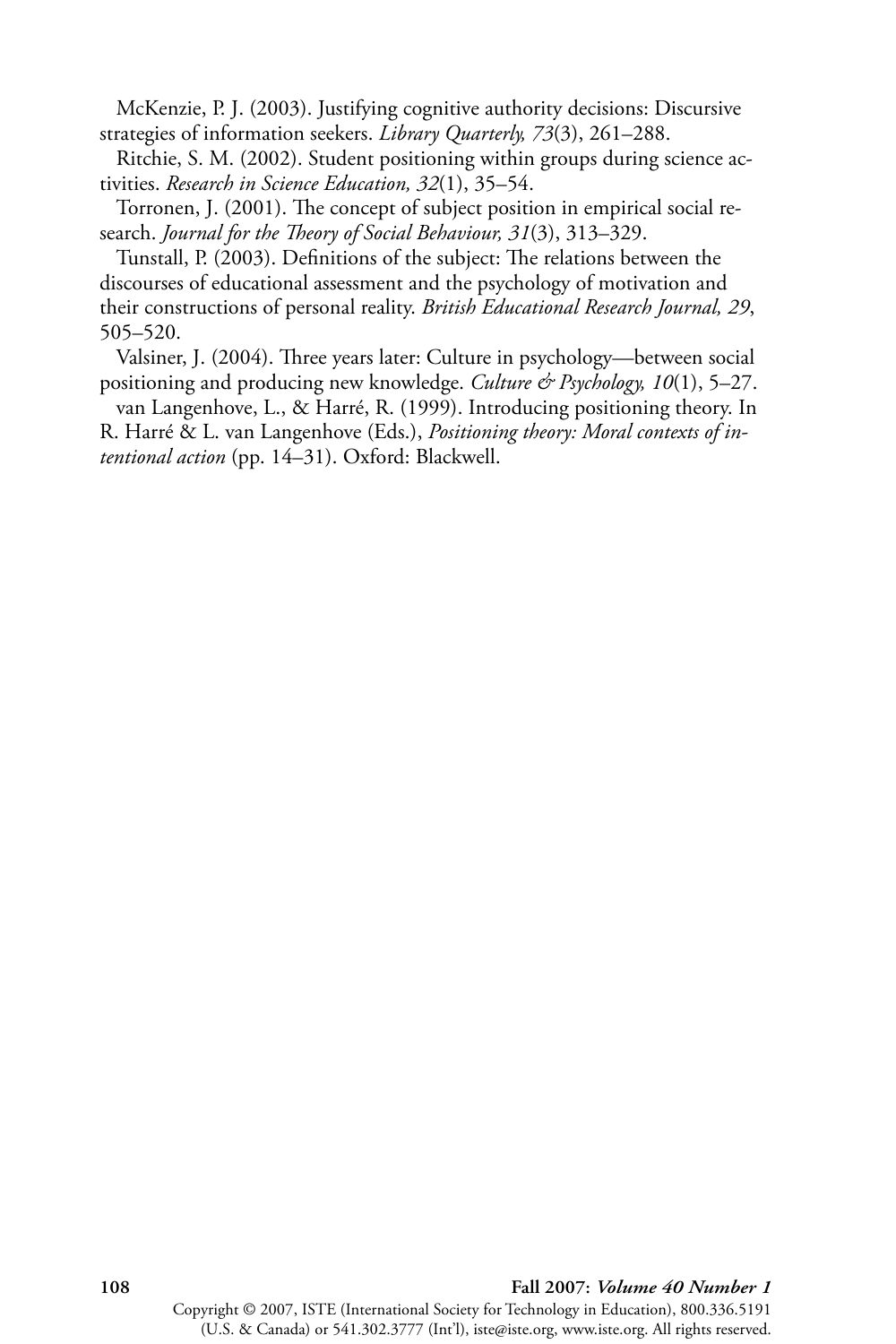McKenzie, P. J. (2003). Justifying cognitive authority decisions: Discursive strategies of information seekers. *Library Quarterly, 73*(3), 261–288.

Ritchie, S. M. (2002). Student positioning within groups during science activities. *Research in Science Education, 32*(1), 35–54.

Torronen, J. (2001). The concept of subject position in empirical social research. *Journal for the Theory of Social Behaviour, 31*(3), 313–329.

Tunstall, P. (2003). Definitions of the subject: The relations between the discourses of educational assessment and the psychology of motivation and their constructions of personal reality. *British Educational Research Journal, 29*, 505–520.

Valsiner, J. (2004). Three years later: Culture in psychology—between social positioning and producing new knowledge. *Culture & Psychology, 10*(1), 5–27.

van Langenhove, L., & Harré, R. (1999). Introducing positioning theory. In R. Harré & L. van Langenhove (Eds.), *Positioning theory: Moral contexts of intentional action* (pp. 14–31). Oxford: Blackwell.

Copyright © 2007, ISTE (International Society for Technology in Education), 800.336.5191 (U.S. & Canada) or 541.302.3777 (Int'l), iste@iste.org, www.iste.org. All rights reserved.